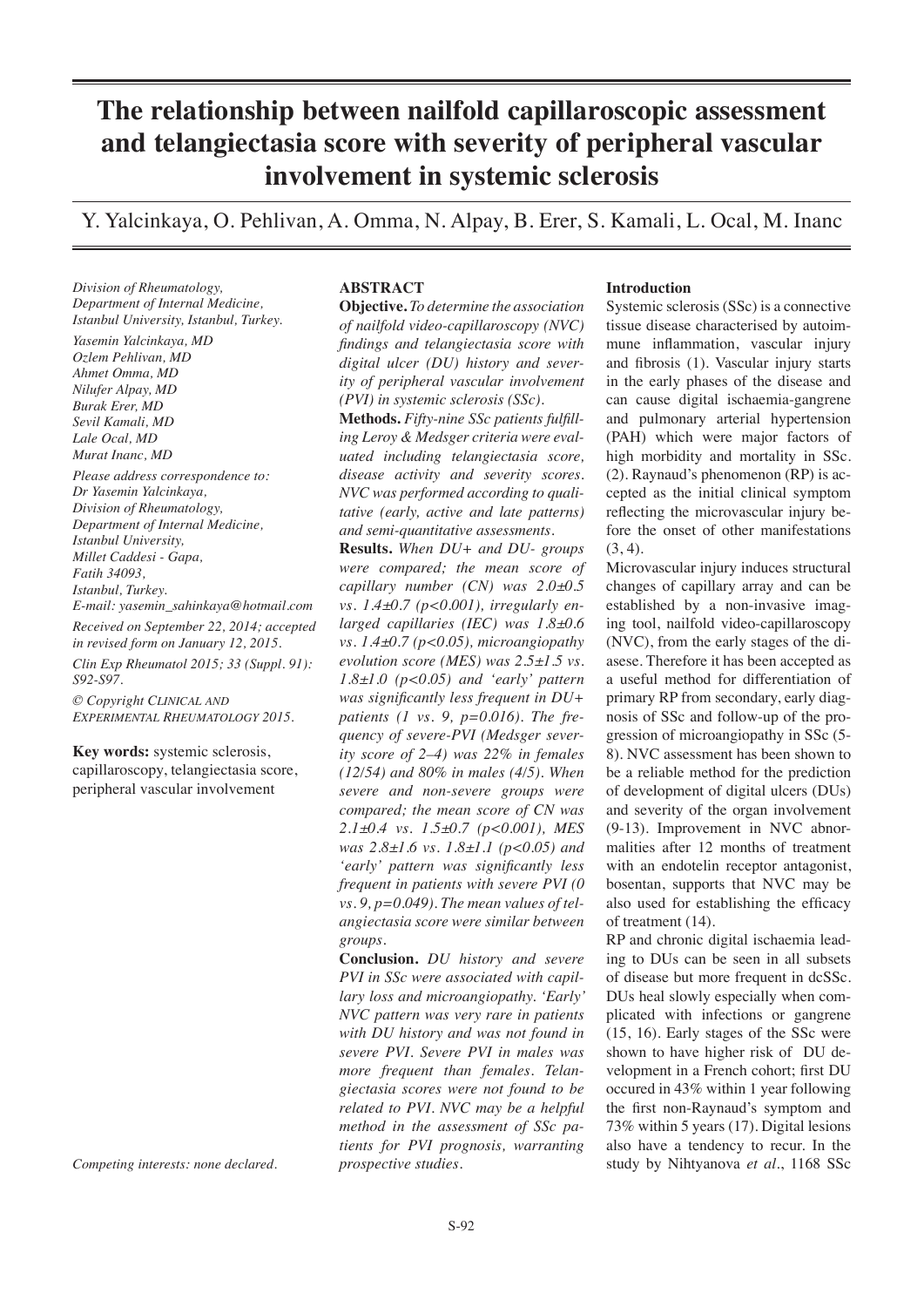# The relationship between nailfold capillaroscopic assessment and telangiectasia score with severity of peripheral vascular involvement in systemic sclerosis

Y. Yalcinkaya, O. Pehlivan, A. Omma, N. Alpay, B. Erer, S. Kamali, L. Ocal, M. Inanc

*Division of Rheumatology, Department of Internal Medicine, Istanbul University, Istanbul, Turkey.*

*Yasemin Yalcinkaya, MD*
*Ozlem Pehlivan, MD*
*Ahmet Omma, MD*
*Nilufer Alpay, MD*
*Burak Erer, MD*
*Sevil Kamali, MD*
*Lale Ocal, MD*
*Murat Inanc, MD*

*Please address correspondence to: Dr Yasemin Yalcinkaya, Division of Rheumatology, Department of Internal Medicine, Istanbul University, Millet Caddesi - Gapa, Fatih 34093, Istanbul, Turkey.*
*E-mail: yasemin_sahinkaya@hotmail.com*

*Received on September 22, 2014; accepted in revised form on January 12, 2015.*

*Clin Exp Rheumatol 2015; 33 (Suppl. 91): S92-S97.*

*© Copyright Clinical and Experimental Rheumatology 2015.*

**Key words:** systemic sclerosis, capillaroscopy, telangiectasia score, peripheral vascular involvement

*Competing interests: none declared.*

## ABSTRACT

**Objective.** *To determine the association of nailfold video-capillaroscopy (NVC) findings and telangiectasia score with digital ulcer (DU) history and severity of peripheral vascular involvement (PVI) in systemic sclerosis (SSc).*

**Methods.** *Fifty-nine SSc patients fulfilling Leroy & Medsger criteria were evaluated including telangiectasia score, disease activity and severity scores. NVC was performed according to qualitative (early, active and late patterns) and semi-quantitative assessments.*

**Results.** *When DU+ and DU- groups were compared; the mean score of capillary number (CN) was 2.0±0.5 vs. 1.4±0.7 (p<0.001), irregularly enlarged capillaries (IEC) was 1.8±0.6 vs. 1.4±0.7 (p<0.05), microangiopathy evolution score (MES) was 2.5±1.5 vs. 1.8±1.0 (p<0.05) and 'early' pattern was significantly less frequent in DU+ patients (1 vs. 9, p=0.016). The frequency of severe-PVI (Medsger severity score of 2–4) was 22% in females (12/54) and 80% in males (4/5). When severe and non-severe groups were compared; the mean score of CN was 2.1±0.4 vs. 1.5±0.7 (p<0.001), MES was 2.8±1.6 vs. 1.8±1.1 (p<0.05) and 'early' pattern was significantly less frequent in patients with severe PVI (0 vs. 9, p=0.049). The mean values of telangiectasia score were similar between groups.*

**Conclusion.** *DU history and severe PVI in SSc were associated with capillary loss and microangiopathy. 'Early' NVC pattern was very rare in patients with DU history and was not found in severe PVI. Severe PVI in males was more frequent than females. Telangiectasia scores were not found to be related to PVI. NVC may be a helpful method in the assessment of SSc patients for PVI prognosis, warranting prospective studies.*

## Introduction

Systemic sclerosis (SSc) is a connective tissue disease characterised by autoimmune inflammation, vascular injury and fibrosis (1). Vascular injury starts in the early phases of the disease and can cause digital ischaemia-gangrene and pulmonary arterial hypertension (PAH) which were major factors of high morbidity and mortality in SSc. (2). Raynaud's phenomenon (RP) is accepted as the initial clinical symptom reflecting the microvascular injury before the onset of other manifestations (3, 4).

Microvascular injury induces structural changes of capillary array and can be established by a non-invasive imaging tool, nailfold video-capillaroscopy (NVC), from the early stages of the disease. Therefore it has been accepted as a useful method for differentiation of primary RP from secondary, early diagnosis of SSc and follow-up of the progression of microangiopathy in SSc (5-8). NVC assessment has been shown to be a reliable method for the prediction of development of digital ulcers (DUs) and severity of the organ involvement (9-13). Improvement in NVC abnormalities after 12 months of treatment with an endotelin receptor antagonist, bosentan, supports that NVC may be also used for establishing the efficacy of treatment (14).

RP and chronic digital ischaemia leading to DUs can be seen in all subsets of disease but more frequent in dcSSc. DUs heal slowly especially when complicated with infections or gangrene (15, 16). Early stages of the SSc were shown to have higher risk of DU development in a French cohort; first DU occured in 43% within 1 year following the first non-Raynaud's symptom and 73% within 5 years (17). Digital lesions also have a tendency to recur. In the study by Nihtyanova *et al.*, 1168 SSc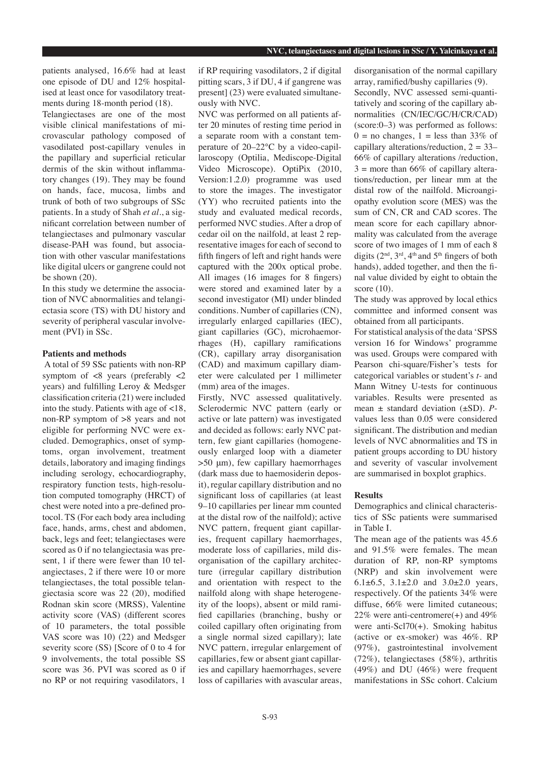patients analysed, 16.6% had at least one episode of DU and 12% hospitalised at least once for vasodilatory treatments during 18-month period (18).

Telangiectases are one of the most visible clinical manifestations of microvascular pathology composed of vasodilated post-capillary venules in the papillary and superficial reticular dermis of the skin without inflammatory changes (19). They may be found on hands, face, mucosa, limbs and trunk of both of two subgroups of SSc patients. In a study of Shah *et al.*, a significant correlation between number of telangiectases and pulmonary vascular disease-PAH was found, but association with other vascular manifestations like digital ulcers or gangrene could not be shown (20).

In this study we determine the association of NVC abnormalities and telangiectasia score (TS) with DU history and severity of peripheral vascular involvement (PVI) in SSc.

## Patients and methods

A total of 59 SSc patients with non-RP symptom of <8 years (preferably <2 years) and fulfilling Leroy & Medsger classification criteria (21) were included into the study. Patients with age of <18, non-RP symptom of >8 years and not eligible for performing NVC were excluded. Demographics, onset of symptoms, organ involvement, treatment details, laboratory and imaging findings including serology, echocardiography, respiratory function tests, high-resolution computed tomography (HRCT) of chest were noted into a pre-defined protocol. TS (For each body area including face, hands, arms, chest and abdomen, back, legs and feet; telangiectases were scored as 0 if no telangiectasia was present, 1 if there were fewer than 10 telangiectases, 2 if there were 10 or more telangiectases, the total possible telangiectasia score was 22 (20), modified Rodnan skin score (MRSS), Valentine activity score (VAS) (different scores of 10 parameters, the total possible VAS score was 10) (22) and Medsger severity score (SS) [Score of 0 to 4 for 9 involvements, the total possible SS score was 36. PVI was scored as 0 if no RP or not requiring vasodilators, 1 if RP requiring vasodilators, 2 if digital pitting scars, 3 if DU, 4 if gangrene was present] (23) were evaluated simultaneously with NVC.

NVC was performed on all patients after 20 minutes of resting time period in a separate room with a constant temperature of 20–22°C by a video-capillaroscopy (Optilia, Mediscope-Digital Video Microscope). OptiPix (2010, Version:1.2.0) programme was used to store the images. The investigator (YY) who recruited patients into the study and evaluated medical records, performed NVC studies. After a drop of cedar oil on the nailfold, at least 2 representative images for each of second to fifth fingers of left and right hands were captured with the 200x optical probe. All images (16 images for 8 fingers) were stored and examined later by a second investigator (MI) under blinded conditions. Number of capillaries (CN), irregularly enlarged capillaries (IEC), giant capillaries (GC), microhaemorrhages (H), capillary ramifications (CR), capillary array disorganisation (CAD) and maximum capillary diameter were calculated per 1 millimeter (mm) area of the images.

Firstly, NVC assessed qualitatively. Sclerodermic NVC pattern (early or active or late pattern) was investigated and decided as follows: early NVC pattern, few giant capillaries (homogeneously enlarged loop with a diameter >50 μm), few capillary haemorrhages (dark mass due to haemosiderin deposit), regular capillary distribution and no significant loss of capillaries (at least 9–10 capillaries per linear mm counted at the distal row of the nailfold); active NVC pattern, frequent giant capillaries, frequent capillary haemorrhages, moderate loss of capillaries, mild disorganisation of the capillary architecture (irregular capillary distribution and orientation with respect to the nailfold along with shape heterogeneity of the loops), absent or mild ramified capillaries (branching, bushy or coiled capillary often originating from a single normal sized capillary); late NVC pattern, irregular enlargement of capillaries, few or absent giant capillaries and capillary haemorrhages, severe loss of capillaries with avascular areas, disorganisation of the normal capillary array, ramified/bushy capillaries (9).

Secondly, NVC assessed semi-quantitatively and scoring of the capillary abnormalities (CN/IEC/GC/H/CR/CAD) (score:0–3) was performed as follows: 0 = no changes, 1 = less than 33% of capillary alterations/reduction, 2 = 33–66% of capillary alterations /reduction, 3 = more than 66% of capillary alterations/reduction, per linear mm at the distal row of the nailfold. Microangiopathy evolution score (MES) was the sum of CN, CR and CAD scores. The mean score for each capillary abnormality was calculated from the average score of two images of 1 mm of each 8 digits (2nd, 3rd, 4th and 5th fingers of both hands), added together, and then the final value divided by eight to obtain the score (10).

The study was approved by local ethics committee and informed consent was obtained from all participants.

For statistical analysis of the data 'SPSS version 16 for Windows' programme was used. Groups were compared with Pearson chi-square/Fisher's tests for categorical variables or student's *t*- and Mann Witney U-tests for continuous variables. Results were presented as mean ± standard deviation (±SD). *P*-values less than 0.05 were considered significant. The distribution and median levels of NVC abnormalities and TS in patient groups according to DU history and severity of vascular involvement are summarised in boxplot graphics.

## Results

Demographics and clinical characteristics of SSc patients were summarised in Table I.

The mean age of the patients was 45.6 and 91.5% were females. The mean duration of RP, non-RP symptoms (NRP) and skin involvement were 6.1±6.5, 3.1±2.0 and 3.0±2.0 years, respectively. Of the patients 34% were diffuse, 66% were limited cutaneous; 22% were anti-centromere(+) and 49% were anti-Scl70(+). Smoking habitus (active or ex-smoker) was 46%. RP (97%), gastrointestinal involvement (72%), telangiectases (58%), arthritis (49%) and DU (46%) were frequent manifestations in SSc cohort. Calcium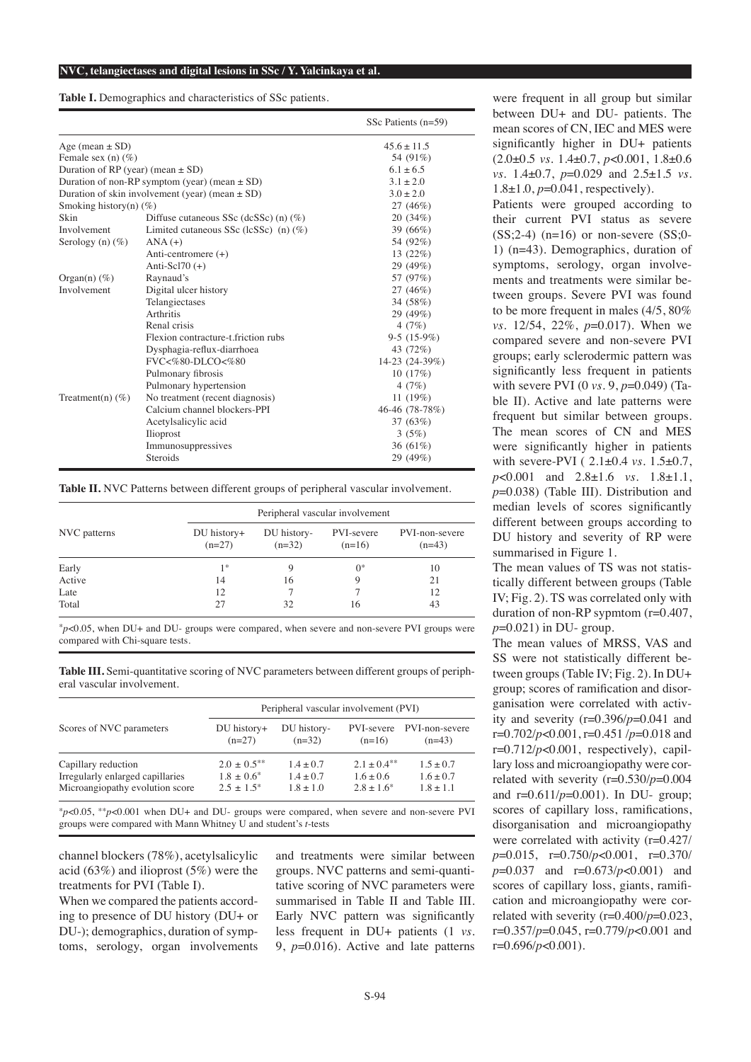**Table I.** Demographics and characteristics of SSc patients.

| | | SSc Patients (n=59) |
|---|---|---|
| Age (mean ± SD) | | 45.6 ± 11.5 |
| Female sex (n) (%) | | 54 (91%) |
| Duration of RP (year) (mean ± SD) | | 6.1 ± 6.5 |
| Duration of non-RP symptom (year) (mean ± SD) | | 3.1 ± 2.0 |
| Duration of skin involvement (year) (mean ± SD) | | 3.0 ± 2.0 |
| Smoking history(n) (%) | | 27 (46%) |
| Skin Involvement | Diffuse cutaneous SSc (dcSSc) (n) (%) | 20 (34%) |
| | Limited cutaneous SSc (lcSSc) (n) (%) | 39 (66%) |
| Serology (n) (%) | ANA (+) | 54 (92%) |
| | Anti-centromere (+) | 13 (22%) |
| | Anti-Scl70 (+) | 29 (49%) |
| Organ(n) (%) Involvement | Raynaud's | 57 (97%) |
| | Digital ulcer history | 27 (46%) |
| | Telangiectases | 34 (58%) |
| | Arthritis | 29 (49%) |
| | Renal crisis | 4 (7%) |
| | Flexion contracture-t.friction rubs | 9-5 (15-9%) |
| | Dysphagia-reflux-diarrhoea | 43 (72%) |
| | FVC<%80-DLCO<%80 | 14-23 (24-39%) |
| | Pulmonary fibrosis | 10 (17%) |
| | Pulmonary hypertension | 4 (7%) |
| Treatment(n) (%) | No treatment (recent diagnosis) | 11 (19%) |
| | Calcium channel blockers-PPI | 46-46 (78-78%) |
| | Acetylsalicylic acid | 37 (63%) |
| | Ilioprost | 3 (5%) |
| | Immunosuppressives | 36 (61%) |
| | Steroids | 29 (49%) |

**Table II.** NVC Patterns between different groups of peripheral vascular involvement.

| NVC patterns | Peripheral vascular involvement | | | |
|---|---|---|---|---|
| | DU history+ (n=27) | DU history- (n=32) | PVI-severe (n=16) | PVI-non-severe (n=43) |
| Early | 1* | 9 | 0* | 10 |
| Active | 14 | 16 | 9 | 21 |
| Late | 12 | 7 | 7 | 12 |
| Total | 27 | 32 | 16 | 43 |

*$p<0.05$, when DU+ and DU- groups were compared, when severe and non-severe PVI groups were compared with Chi-square tests.

**Table III.** Semi-quantitative scoring of NVC parameters between different groups of peripheral vascular involvement.

| Scores of NVC parameters | Peripheral vascular involvement (PVI) | | | |
|---|---|---|---|---|
| | DU history+ (n=27) | DU history- (n=32) | PVI-severe (n=16) | PVI-non-severe (n=43) |
| Capillary reduction | 2.0 ± 0.5** | 1.4 ± 0.7 | 2.1 ± 0.4** | 1.5 ± 0.7 |
| Irregularly enlarged capillaries | 1.8 ± 0.6* | 1.4 ± 0.7 | 1.6 ± 0.6 | 1.6 ± 0.7 |
| Microangiopathy evolution score | 2.5 ± 1.5* | 1.8 ± 1.0 | 2.8 ± 1.6* | 1.8 ± 1.1 |

*$p<0.05$, **$p<0.001$ when DU+ and DU- groups were compared, when severe and non-severe PVI groups were compared with Mann Whitney U and student's *t*-tests

channel blockers (78%), acetylsalicylic acid (63%) and ilioprost (5%) were the treatments for PVI (Table I).

When we compared the patients according to presence of DU history (DU+ or DU-); demographics, duration of symptoms, serology, organ involvements and treatments were similar between groups. NVC patterns and semi-quantitative scoring of NVC parameters were summarised in Table II and Table III. Early NVC pattern was significantly less frequent in DU+ patients (1 *vs.* 9, $p=0.016$). Active and late patterns were frequent in all group but similar between DU+ and DU- patients. The mean scores of CN, IEC and MES were significantly higher in DU+ patients (2.0±0.5 *vs.* 1.4±0.7, $p<0.001$, 1.8±0.6 *vs.* 1.4±0.7, $p=0.029$ and 2.5±1.5 *vs.* 1.8±1.0, $p=0.041$, respectively).

Patients were grouped according to their current PVI status as severe (SS;2-4) (n=16) or non-severe (SS;0-1) (n=43). Demographics, duration of symptoms, serology, organ involvements and treatments were similar between groups. Severe PVI was found to be more frequent in males (4/5, 80% *vs.* 12/54, 22%, $p=0.017$). When we compared severe and non-severe PVI groups; early sclerodermic pattern was significantly less frequent in patients with severe PVI (0 *vs.* 9, $p=0.049$) (Table II). Active and late patterns were frequent but similar between groups. The mean scores of CN and MES were significantly higher in patients with severe-PVI ( 2.1±0.4 *vs.* 1.5±0.7, $p<0.001$ and 2.8±1.6 *vs.* 1.8±1.1, $p=0.038$) (Table III). Distribution and median levels of scores significantly different between groups according to DU history and severity of RP were summarised in Figure 1.

The mean values of TS was not statistically different between groups (Table IV; Fig. 2). TS was correlated only with duration of non-RP sypmtom (r=0.407, $p=0.021$) in DU- group.

The mean values of MRSS, VAS and SS were not statistically different between groups (Table IV; Fig. 2). In DU+ group; scores of ramification and disorganisation were correlated with activity and severity (r=0.396/$p=0.041$ and r=0.702/$p<0.001$, r=0.451 /$p=0.018$ and r=0.712/$p<0.001$, respectively), capillary loss and microangiopathy were correlated with severity (r=0.530/$p=0.004$ and r=0.611/$p=0.001$). In DU- group; scores of capillary loss, ramifications, disorganisation and microangiopathy were correlated with activity (r=0.427/$p=0.015$, r=0.750/$p<0.001$, r=0.370/$p=0.037$ and r=0.673/$p<0.001$) and scores of capillary loss, giants, ramification and microangiopathy were correlated with severity (r=0.400/$p=0.023$, r=0.357/$p=0.045$, r=0.779/$p<0.001$ and r=0.696/$p<0.001$).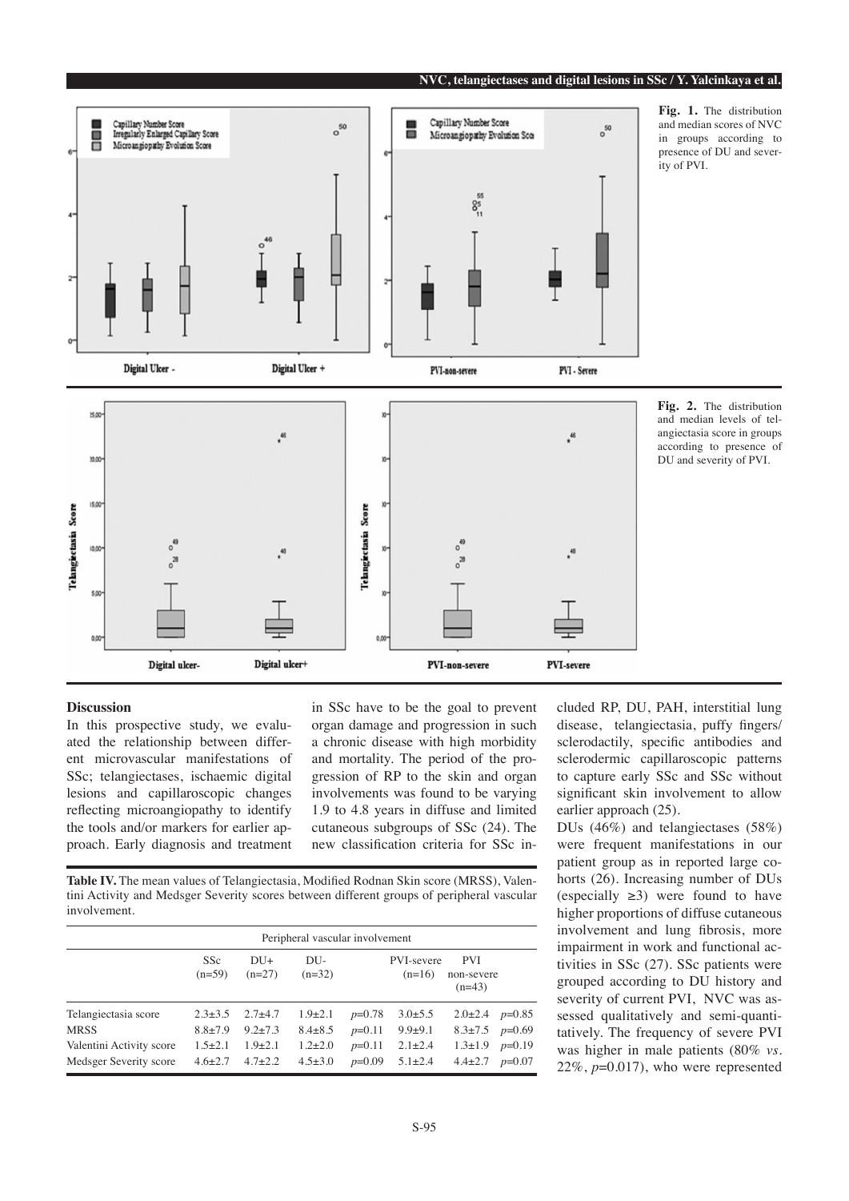Capillary Number Score
Irregularly Enlarged Capillary Score
Microangiopathy Evolution Score

Digital Ulcer -
Digital Ulcer +

Capillary Number Score
Microangiopathy Evolution Score

PVI-non-severe
PVI - Severe

**Fig. 1.** The distribution and median scores of NVC in groups according to presence of DU and severity of PVI.

Telangiectasia Score

Digital ulcer-
Digital ulcer+

Telangiectasia Score

PVI-non-severe
PVI-severe

**Fig. 2.** The distribution and median levels of telangiectasia score in groups according to presence of DU and severity of PVI.

## Discussion

In this prospective study, we evaluated the relationship between different microvascular manifestations of SSc; telangiectases, ischaemic digital lesions and capillaroscopic changes reflecting microangiopathy to identify the tools and/or markers for earlier approach. Early diagnosis and treatment in SSc have to be the goal to prevent organ damage and progression in such a chronic disease with high morbidity and mortality. The period of the progression of RP to the skin and organ involvements was found to be varying 1.9 to 4.8 years in diffuse and limited cutaneous subgroups of SSc (24). The new classification criteria for SSc included RP, DU, PAH, interstitial lung disease, telangiectasia, puffy fingers/sclerodactily, specific antibodies and sclerodermic capillaroscopic patterns to capture early SSc and SSc without significant skin involvement to allow earlier approach (25).

DUs (46%) and telangiectases (58%) were frequent manifestations in our patient group as in reported large cohorts (26). Increasing number of DUs (especially ≥3) were found to have higher proportions of diffuse cutaneous involvement and lung fibrosis, more impairment in work and functional activities in SSc (27). SSc patients were grouped according to DU history and severity of current PVI, NVC was assessed qualitatively and semi-quantitatively. The frequency of severe PVI was higher in male patients (80% *vs.* 22%, $p$=0.017), who were represented

**Table IV.** The mean values of Telangiectasia, Modified Rodnan Skin score (MRSS), Valentini Activity and Medsger Severity scores between different groups of peripheral vascular involvement.

| | Peripheral vascular involvement | | | | | | |
|---|---|---|---|---|---|---|---|
| | SSc (n=59) | DU+ (n=27) | DU- (n=32) | | PVI-severe (n=16) | PVI non-severe (n=43) | |
| Telangiectasia score | 2.3±3.5 | 2.7±4.7 | 1.9±2.1 | $p$=0.78 | 3.0±5.5 | 2.0±2.4 | $p$=0.85 |
| MRSS | 8.8±7.9 | 9.2±7.3 | 8.4±8.5 | $p$=0.11 | 9.9±9.1 | 8.3±7.5 | $p$=0.69 |
| Valentini Activity score | 1.5±2.1 | 1.9±2.1 | 1.2±2.0 | $p$=0.11 | 2.1±2.4 | 1.3±1.9 | $p$=0.19 |
| Medsger Severity score | 4.6±2.7 | 4.7±2.2 | 4.5±3.0 | $p$=0.09 | 5.1±2.4 | 4.4±2.7 | $p$=0.07 |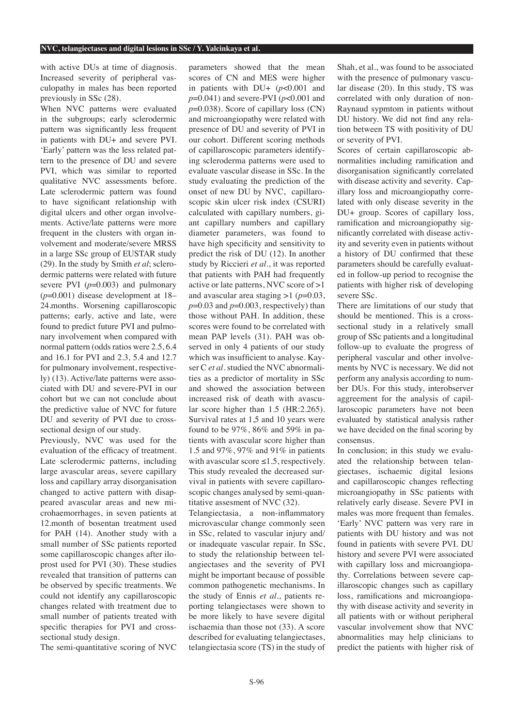with active DUs at time of diagnosis. Increased severity of peripheral vasculopathy in males has been reported previously in SSc (28).

When NVC patterns were evaluated in the subgroups; early sclerodermic pattern was significantly less frequent in patients with DU+ and severe PVI. 'Early' pattern was the less related pattern to the presence of DU and severe PVI, which was similar to reported qualitative NVC assessments before. Late sclerodermic pattern was found to have significant relationship with digital ulcers and other organ involvements. Active/late patterns were more frequent in the clusters with organ involvement and moderate/severe MRSS in a large SSc group of EUSTAR study (29). In the study by Smith *et al*; sclerodermic patterns were related with future severe PVI ($p$=0.003) and pulmonary ($p$=0.001) disease development at 18–24.months. Worsening capillaroscopic patterns; early, active and late, were found to predict future PVI and pulmonary involvement when compared with normal pattern (odds ratios were 2.5, 6.4 and 16.1 for PVI and 2.3, 5.4 and 12.7 for pulmonary involvement, respectively) (13). Active/late patterns were associated with DU and severe-PVI in our cohort but we can not conclude about the predictive value of NVC for future DU and severity of PVI due to cross-sectional design of our study.

Previously, NVC was used for the evaluation of the efficacy of treatment. Late sclerodermic patterns, including large avascular areas, severe capillary loss and capillary array disorganisation changed to active pattern with disappeared avascular areas and new microhaemorrhages, in seven patients at 12.month of bosentan treatment used for PAH (14). Another study with a small number of SSc patients reported some capillaroscopic changes after iloprost used for PVI (30). These studies revealed that transition of patterns can be observed by specific treatments. We could not identify any capillaroscopic changes related with treatment due to small number of patients treated with specific therapies for PVI and cross-sectional study design.

The semi-quantitative scoring of NVC parameters showed that the mean scores of CN and MES were higher in patients with DU+ ($p$<0.001 and $p$=0.041) and severe-PVI ($p$<0.001 and $p$=0.038). Score of capillary loss (CN) and microangiopathy were related with presence of DU and severity of PVI in our cohort. Different scoring methods of capillaroscopic parameters identifying scleroderma patterns were used to evaluate vascular disease in SSc. In the study evaluating the prediction of the onset of new DU by NVC, capillaroscopic skin ulcer risk index (CSURI) calculated with capillary numbers, giant capillary numbers and capillary diameter parameters, was found to have high specificity and sensitivity to predict the risk of DU (12). In another study by Riccieri *et al*., it was reported that patients with PAH had frequently active or late patterns, NVC score of >1 and avascular area staging >1 ($p$=0.03, $p$=0.03 and $p$=0.003, respectively) than those without PAH. In addition, these scores were found to be correlated with mean PAP levels (31). PAH was observed in only 4 patients of our study which was insufficient to analyse. Kayser C *et al*. studied the NVC abnormalities as a predictor of mortality in SSc and showed the association between increased risk of death with avascular score higher than 1.5 (HR:2.265). Survival rates at 1,5 and 10 years were found to be 97%, 86% and 59% in patients with avascular score higher than 1.5 and 97%, 97% and 91% in patients with avascular score ≤1.5, respectively. This study revealed the decreased survival in patients with severe capillaroscopic changes analysed by semi-quantitative assesment of NVC (32).

Telangiectasia, a non-inflammatory microvascular change commonly seen in SSc, related to vascular injury and/or inadequate vascular repair. In SSc, to study the relationship between telangiectases and the severity of PVI might be important because of possible common pathogenetic mechanisms. In the study of Ennis *et al*., patients reporting telangiectases were shown to be more likely to have severe digital ischaemia than those not (33). A score described for evaluating telangiectases, telangiectasia score (TS) in the study of Shah, et al., was found to be associated with the presence of pulmonary vascular disease (20). In this study, TS was correlated with only duration of non-Raynaud sypmtom in patients without DU history. We did not find any relation between TS with positivity of DU or severity of PVI.

Scores of certain capillaroscopic abnormalities including ramification and disorganisation significantly correlated with disease activity and severity. Capillary loss and microangiopathy correlated with only disease severity in the DU+ group. Scores of capillary loss, ramification and microangiopathy significantly correlated with disease activity and severity even in patients without a history of DU confirmed that these parameters should be carefully evaluated in follow-up period to recognise the patients with higher risk of developing severe SSc.

There are limitations of our study that should be mentioned. This is a cross-sectional study in a relatively small group of SSc patients and a longitudinal follow-up to evaluate the progress of peripheral vascular and other involvements by NVC is necessary. We did not perform any analysis according to number DUs. For this study, interobserver aggreement for the analysis of capillaroscopic parameters have not been evaluated by statistical analysis rather we have decided on the final scoring by consensus.

In conclusion; in this study we evaluated the relationship between telangiectases, ischaemic digital lesions and capillaroscopic changes reflecting microangiopathy in SSc patients with relatively early disease. Severe PVI in males was more frequent than females. 'Early' NVC pattern was very rare in patients with DU history and was not found in patients with severe PVI. DU history and severe PVI were associated with capillary loss and microangiopathy. Correlations between severe capillaroscopic changes such as capillary loss, ramifications and microangiopathy with disease activity and severity in all patients with or without peripheral vascular involvement show that NVC abnormalities may help clinicians to predict the patients with higher risk of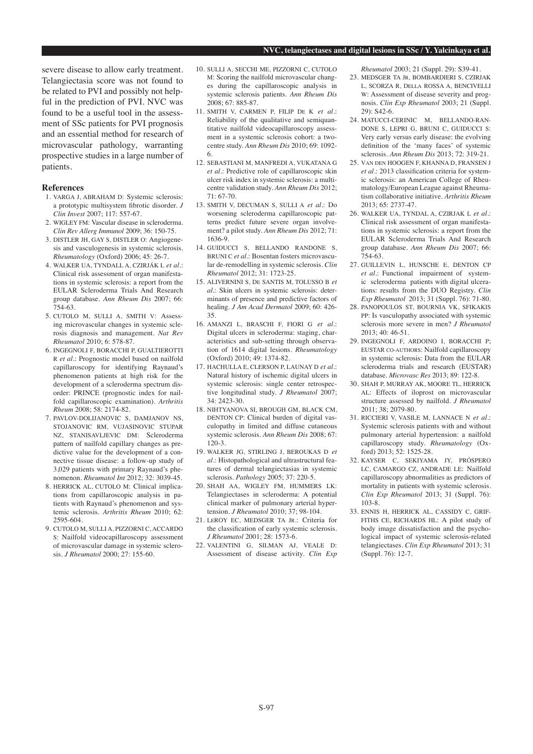severe disease to allow early treatment. Telangiectasia score was not found to be related to PVI and possibly not helpful in the prediction of PVI. NVC was found to be a useful tool in the assessment of SSc patients for PVI prognosis and an essential method for research of microvascular pathology, warranting prospective studies in a large number of patients.

## References

1. VARGA J, ABRAHAM D: Systemic sclerosis: a prototypic multisystem fibrotic disorder. *J Clin Invest* 2007; 117: 557-67.
2. WIGLEY FM: Vascular disease in scleroderma. *Clin Rev Allerg Immunol* 2009; 36: 150-75.
3. DISTLER JH, GAY S, DISTLER O: Angiogenesis and vasculogenesis in systemic sclerosis. *Rheumatology* (Oxford) 2006; 45: 26-7.
4. WALKER UA, TYNDALL A, CZIRJÁK L *et al.*: Clinical risk assessment of organ manifestations in systemic sclerosis: a report from the EULAR Scleroderma Trials And Research group database. *Ann Rheum Dis* 2007; 66: 754-63.
5. CUTOLO M, SULLI A, SMITH V: Assessing microvascular changes in systemic sclerosis diagnosis and management. *Nat Rev Rheumatol* 2010; 6: 578-87.
6. INGEGNOLI F, BORACCHI P, GUALTIEROTTI R *et al.*: Prognostic model based on nailfold capillaroscopy for identifying Raynaud's phenomenon patients at high risk for the development of a scleroderma spectrum disorder: PRINCE (prognostic index for nailfold capillaroscopic examination). *Arthritis Rheum* 2008; 58: 2174-82.
7. PAVLOV-DOLIJANOVIC S, DAMJANOV NS, STOJANOVIC RM, VUJASINOVIC STUPAR NZ, STANISAVLJEVIC DM: Scleroderma pattern of nailfold capillary changes as predictive value for the development of a connective tissue disease: a follow-up study of 3,029 patients with primary Raynaud's phenomenon. *Rheumatol Int* 2012; 32: 3039-45.
8. HERRICK AL, CUTOLO M: Clinical implications from capillaroscopic analysis in patients with Raynaud's phenomenon and systemic sclerosis. *Arthritis Rheum* 2010; 62: 2595-604.
9. CUTOLO M, SULLI A, PIZZORNI C, ACCARDO S: Nailfold videocapillaroscopy assessment of microvascular damage in systemic sclerosis. *J Rheumatol* 2000; 27: 155-60.
10. SULLI A, SECCHI ME, PIZZORNI C, CUTOLO M: Scoring the nailfold microvascular changes during the capillaroscopic analysis in systemic sclerosis patients. *Ann Rheum Dis* 2008; 67: 885-87.
11. SMITH V, CARMEN P, FILIP DE K *et al.*: Reliability of the qualitative and semiquantitative nailfold videocapillaroscopy assessment in a systemic sclerosis cohort: a two-centre study. *Ann Rheum Dis* 2010; 69: 1092-6.
12. SEBASTIANI M, MANFREDI A, VUKATANA G *et al.*: Predictive role of capillaroscopic skin ulcer risk index in systemic sclerosis: a multicentre validation study. *Ann Rheum Dis* 2012; 71: 67-70.
13. SMITH V, DECUMAN S, SULLI A *et al.*: Do worsening scleroderma capillaroscopic patterns predict future severe organ involvement? a pilot study. *Ann Rheum Dis* 2012; 71: 1636-9.
14. GUIDUCCI S, BELLANDO RANDONE S, BRUNI C *et al.*: Bosentan fosters microvascular de-remodelling in systemic sclerosis. *Clin Rheumatol* 2012; 31: 1723-25.
15. ALIVERNINI S, DE SANTIS M, TOLUSSO B *et al.*: Skin ulcers in systemic sclerosis: determinants of presence and predictive factors of healing. *J Am Acad Dermatol* 2009; 60: 426-35.
16. AMANZI L, BRASCHI F, FIORI G *et al.*: Digital ulcers in scleroderma: staging, characteristics and sub-setting through observation of 1614 digital lesions. *Rheumatology* (Oxford) 2010; 49: 1374-82.
17. HACHULLA E, CLERSON P, LAUNAY D *et al.*: Natural history of ischemic digital ulcers in systemic sclerosis: single center retrospective longitudinal study. *J Rheumatol* 2007; 34: 2423-30.
18. NIHTYANOVA SI, BROUGH GM, BLACK CM, DENTON CP: Clinical burden of digital vasculopathy in limited and diffuse cutaneous systemic sclerosis. *Ann Rheum Dis* 2008; 67: 120-3.
19. WALKER JG, STIRLING J, BEROUKAS D *et al.*: Histopathological and ultrastructural features of dermal telangiectasias in systemic sclerosis. *Pathology* 2005; 37: 220-5.
20. SHAH AA, WIGLEY FM, HUMMERS LK: Telangiectases in scleroderma: A potential clinical marker of pulmonary arterial hypertension. *J Rheumatol* 2010; 37; 98-104.
21. LEROY EC, MEDSGER TA JR.: Criteria for the classification of early systemic sclerosis. *J Rheumatol* 2001; 28: 1573-6.
22. VALENTINI G, SILMAN AJ, VEALE D: Assessment of disease activity. *Clin Exp Rheumatol* 2003; 21 (Suppl. 29): S39-41.
23. MEDSGER TA JR, BOMBARDIERI S, CZIRJAK L, SCORZA R, DELLA ROSSA A, BENCIVELLI W: Assessment of disease severity and prognosis. *Clin Exp Rheumatol* 2003; 21 (Suppl. 29): S42-6.
24. MATUCCI-CERINIC M, BELLANDO-RANDONE S, LEPRI G, BRUNI C, GUIDUCCI S: Very early versus early disease: the evolving definition of the 'many faces' of systemic sclerosis. *Ann Rheum Dis* 2013; 72: 319-21.
25. VAN DEN HOOGEN F, KHANNA D, FRANSEN J *et al.*: 2013 classification criteria for systemic sclerosis: an American College of Rheumatology/European League against Rheumatism collaborative initiative. *Arthritis Rheum* 2013; 65: 2737-47.
26. WALKER UA, TYNDAL A, CZIRJAK L *et al.*: Clinical risk assessment of organ manifestations in systemic sclerosis: a report from the EULAR Scleroderma Trials And Research group database. *Ann Rheum Dis* 2007; 66: 754-63.
27. GUILLEVIN L, HUNSCHE E, DENTON CP *et al.*: Functional impairment of systemic scleroderma patients with digital ulcerations: results from the DUO Registry. *Clin Exp Rheumatol* 2013; 31 (Suppl. 76): 71-80.
28. PANOPOULOS ST, BOURNIA VK, SFIKAKIS PP: Is vasculopathy associated with systemic sclerosis more severe in men? *J Rheumatol* 2013; 40: 46-51.
29. INGEGNOLI F, ARDOINO I, BORACCHI P; EUSTAR CO-AUTHORS: Nailfold capillaroscopy in systemic sclerosis: Data from the EULAR scleroderma trials and research (EUSTAR) database. *Microvasc Res* 2013; 89: 122-8.
30. SHAH P, MURRAY AK, MOORE TL, HERRICK AL: Effects of iloprost on microvascular structure assessed by nailfold. *J Rheumatol* 2011; 38; 2079-80.
31. RICCIERI V, VASILE M, LANNACE N *et al.*: Systemic sclerosis patients with and without pulmonary arterial hypertension: a nailfold capillaroscopy study. *Rheumatology* (Oxford) 2013; 52: 1525-28.
32. KAYSER C, SEKIYAMA JY, PRÓSPERO LC, CAMARGO CZ, ANDRADE LE: Nailfold capillaroscopy abnormalities as predictors of mortality in patients with systemic sclerosis. *Clin Exp Rheumatol* 2013; 31 (Suppl. 76): 103-8.
33. ENNIS H, HERRICK AL, CASSIDY C, GRIFFITHS CE, RICHARDS HL: A pilot study of body image dissatisfaction and the psychological impact of systemic sclerosis-related telangiectases. *Clin Exp Rheumatol* 2013; 31 (Suppl. 76): 12-7.